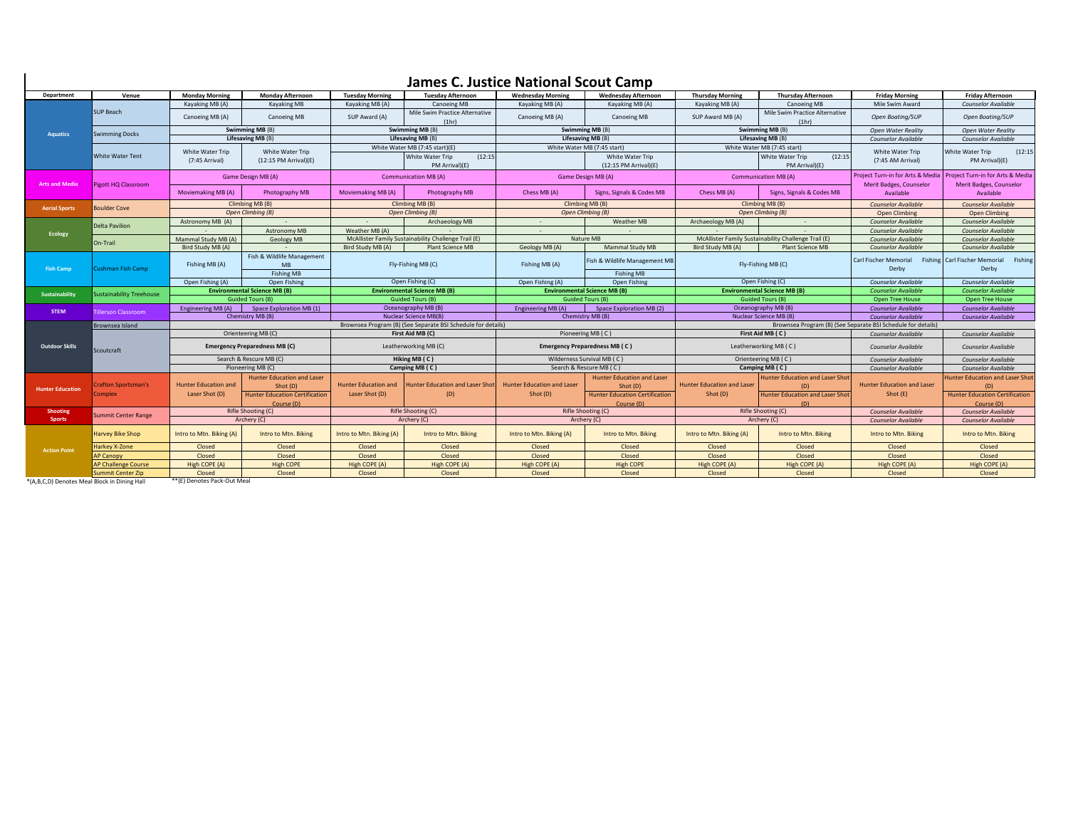# James C. Justice National Scout Camp

| Department | Venue | Monday Morning | Monday Afternoon | Tuesday Morning | Tuesday Afternoon | Wednesday Morning | Wednesday Afternoon | Thursday Morning | Thursday Afternoon | Friday Morning | Friday Afternoon |
|---|---|---|---|---|---|---|---|---|---|---|---|
| Aquatics | SUP Beach | Kayaking MB (A) | Kayaking MB | Kayaking MB (A) | Canoeing MB | Kayaking MB (A) | Kayaking MB (A) | Kayaking MB (A) | Canoeing MB | Mile Swim Award | *Counselor Available* |
| | | Canoeing MB (A) | Canoeing MB | SUP Award (A) | Mile Swim Practice Alternative (1hr) | Canoeing MB (A) | Canoeing MB | SUP Award MB (A) | Mile Swim Practice Alternative (1hr) | *Open Boating/SUP* | *Open Boating/SUP* |
| | Swimming Docks | **Swimming MB** (B) | | **Swimming MB** (B) | | **Swimming MB** (B) | | **Swimming MB** (B) | | *Open Water Reality* | *Open Water Reality* |
| | | **Lifesaving MB** (B) | | **Lifesaving MB** (B) | | **Lifesaving MB** (B) | | **Lifesaving MB** (B) | | *Counselor Available* | *Counselor Available* |
| | White Water Tent | White Water Trip (7:45 Arrival) | White Water Trip (12:15 PM Arrival)(E) | White Water MB (7:45 start)(E) | | White Water MB (7:45 start) | | White Water MB (7:45 start) | | White Water Trip (7:45 AM Arrival) | White Water Trip (12:15 PM Arrival)(E) |
| | | | | | White Water Trip (12:15 PM Arrival)(E) | | White Water Trip (12:15 PM Arrival)(E) | | White Water Trip (12:15 PM Arrival)(E) | | |
| Arts and Media | Pigott HQ Classroom | Game Design MB (A) | | Communication MB (A) | | Game Design MB (A) | | Communication MB (A) | | Project Turn-in for Arts & Media Merit Badges, Counselor Available | Project Turn-in for Arts & Media Merit Badges, Counselor Available |
| | | Moviemaking MB (A) | Photography MB | Moviemaking MB (A) | Photography MB | Chess MB (A) | Signs, Signals & Codes MB | Chess MB (A) | Signs, Signals & Codes MB | | |
| Aerial Sports | Boulder Cove | Climbing MB (B) | | Climbing MB (B) | | Climbing MB (B) | | Climbing MB (B) | | *Counselor Available* | *Counselor Available* |
| | | *Open Climbing (B)* | | *Open Climbing (B)* | | *Open Climbing (B)* | | *Open Climbing (B)* | | Open Climbing | Open Climbing |
| Ecology | Delta Pavilion | Astronomy MB (A) | - | - | Archaeology MB | - | Weather MB | Archaeology MB (A) | - | *Counselor Available* | *Counselor Available* |
| | | - | Astronomy MB | Weather MB (A) | - | - | - | - | - | *Counselor Available* | *Counselor Available* |
| | On-Trail | Mammal Study MB (A) | Geology MB | McAllister Family Sustainability Challenge Trail (E) | | Nature MB | | McAllister Family Sustainability Challenge Trail (E) | | *Counselor Available* | *Counselor Available* |
| | | Bird Study MB (A) | - | Bird Study MB (A) | Plant Science MB | Geology MB (A) | Mammal Study MB | Bird Study MB (A) | Plant Science MB | *Counselor Available* | *Counselor Available* |
| Fish Camp | Cushman Fish Camp | Fishing MB (A) | Fish & Wildlife Management MB | Fly-Fishing MB (C) | | Fishing MB (A) | Fish & Wildlife Management MB | Fly-Fishing MB (C) | | Carl Fischer Memorial Fishing Derby | Carl Fischer Memorial Fishing Derby |
| | | | Fishing MB | | | | Fishing MB | | | | |
| | | Open Fishing (A) | Open Fishing | Open Fishing (C) | | Open Fishing (A) | Open Fishing | Open Fishing (C) | | *Counselor Available* | *Counselor Available* |
| Sustainability | Sustainability Treehouse | **Environmental Science MB (B)** | | **Environmental Science MB (B)** | | **Environmental Science MB (B)** | | **Environmental Science MB (B)** | | *Counselor Available* | *Counselor Available* |
| | | Guided Tours (B) | | Guided Tours (B) | | Guided Tours (B) | | Guided Tours (B) | | Open Tree House | Open Tree House |
| STEM | Tillerson Classroom | Engineering MB (A) | Space Exploration MB (1) | Oceanography MB (B) | | Engineering MB (A) | Space Exploration MB (2) | Oceanography MB (B) | | *Counselor Available* | *Counselor Available* |
| | | Chemistry MB (B) | | Nuclear Science MB(B) | | Chemistry MB (B) | | Nuclear Science MB (B) | | *Counselor Available* | *Counselor Available* |
| Outdoor Skills | Brownsea Island | Brownsea Program (B) (See Separate BSI Schedule for details) | | | | | Brownsea Program (B) (See Separate BSI Schedule for details) | | | | |
| | Scoutcraft | Orienteering MB (C) | | **First Aid MB (C)** | | Pioneering MB ( C ) | | **First Aid MB ( C )** | | *Counselor Available* | *Counselor Available* |
| | | **Emergency Preparedness MB (C)** | | Leatherworking MB (C) | | **Emergency Preparedness MB ( C )** | | Leatherworking MB ( C ) | | *Counselor Available* | *Counselor Available* |
| | | Search & Rescue MB (C) | | **Hiking MB ( C )** | | Wilderness Survival MB ( C ) | | Orienteering MB ( C ) | | *Counselor Available* | *Counselor Available* |
| | | Pioneering MB (C) | | **Camping MB ( C )** | | Search & Rescure MB ( C ) | | **Camping MB ( C )** | | *Counselor Available* | *Counselor Available* |
| Hunter Education | Crafton Sportsman's Complex | Hunter Education and Laser Shot (D) | Hunter Education and Laser Shot (D) | Hunter Education and Laser Shot (D) | Hunter Education and Laser Shot (D) | Hunter Education and Laser Shot (D) | Hunter Education and Laser Shot (D) | Hunter Education and Laser Shot (D) | Hunter Education and Laser Shot (D) | Hunter Education and Laser Shot (E) | Hunter Education and Laser Shot (D) |
| | | | Hunter Education Certification Course (D) | | | | Hunter Education Certification Course (D) | | Hunter Education and Laser Shot (D) | | Hunter Education Certification Course (D) |
| Shooting Sports | Summit Center Range | Rifle Shooting (C) | | Rifle Shooting (C) | | Rifle Shooting (C) | | Rifle Shooting (C) | | *Counselor Available* | *Counselor Available* |
| | | Archery (C) | | Archery (C) | | Archery (C) | | Archery (C) | | *Counselor Available* | *Counselor Available* |
| Action Point | Harvey Bike Shop | Intro to Mtn. Biking (A) | Intro to Mtn. Biking | Intro to Mtn. Biking (A) | Intro to Mtn. Biking | Intro to Mtn. Biking (A) | Intro to Mtn. Biking | Intro to Mtn. Biking (A) | Intro to Mtn. Biking | Intro to Mtn. Biking | Intro to Mtn. Biking |
| | Harkey X-Zone | Closed | Closed | Closed | Closed | Closed | Closed | Closed | Closed | Closed | Closed |
| | AP Canopy | Closed | Closed | Closed | Closed | Closed | Closed | Closed | Closed | Closed | Closed |
| | AP Challenge Course | High COPE (A) | High COPE | High COPE (A) | High COPE (A) | High COPE (A) | High COPE | High COPE (A) | High COPE (A) | High COPE (A) | High COPE (A) |
| | Summit Center Zip | Closed | Closed | Closed | Closed | Closed | Closed | Closed | Closed | Closed | Closed |

*(A,B,C,D) Denotes Meal Block in Dining Hall

**(E) Denotes Pack-Out Meal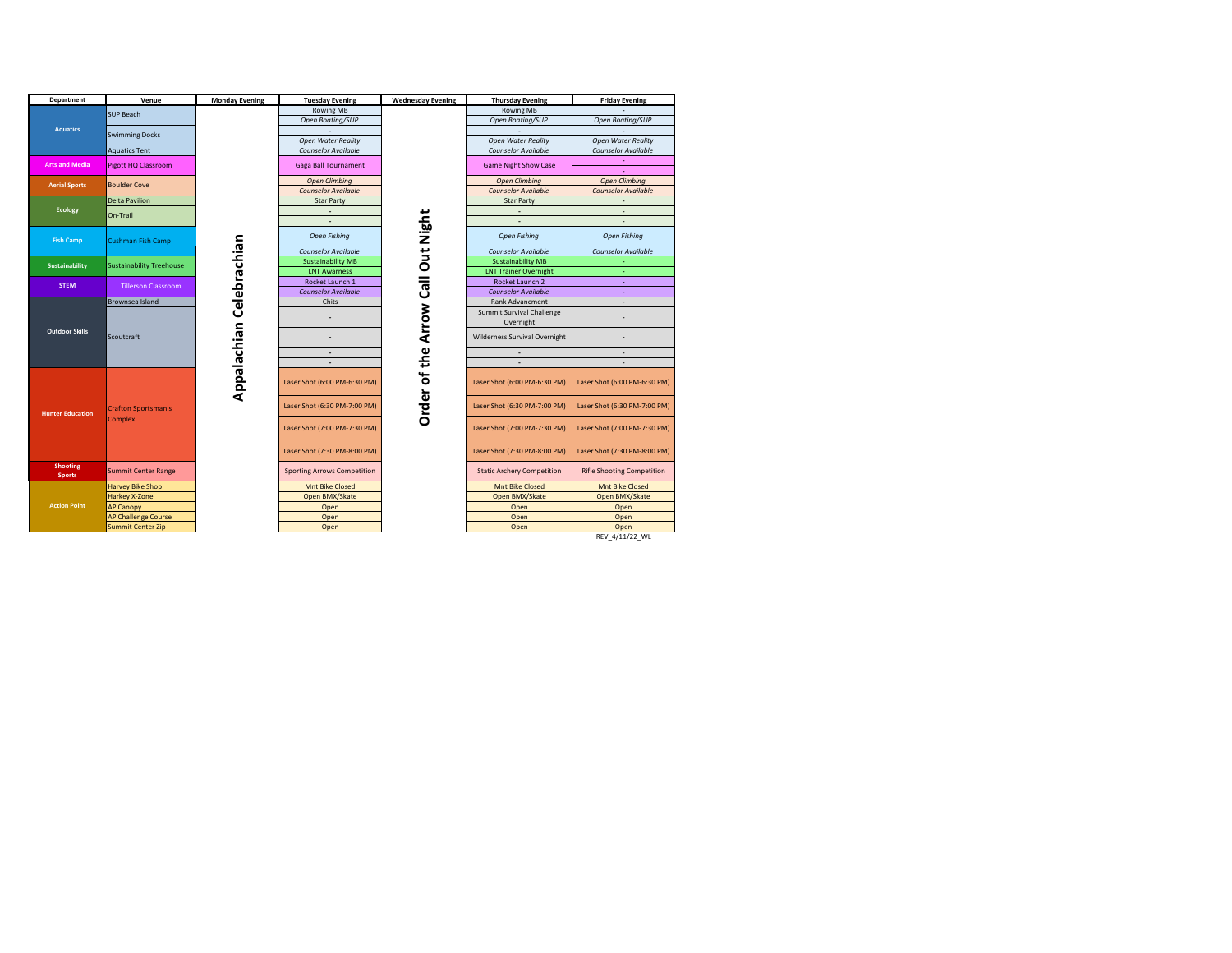| Department | Venue | Monday Evening | Tuesday Evening | Wednesday Evening | Thursday Evening | Friday Evening |
|---|---|---|---|---|---|---|
| Aquatics | SUP Beach | Appalachian Celebrachian | Rowing MB | Order of the Arrow Call Out Night | Rowing MB | - |
| | | | *Open Boating/SUP* | | *Open Boating/SUP* | *Open Boating/SUP* |
| | Swimming Docks | | - | | - | - |
| | | | *Open Water Reality* | | *Open Water Reality* | *Open Water Reality* |
| | Aquatics Tent | | *Counselor Available* | | *Counselor Available* | *Counselor Available* |
| Arts and Media | Pigott HQ Classroom | | Gaga Ball Tournament | | Game Night Show Case | - |
| | | | | | | - |
| Aerial Sports | Boulder Cove | | *Open Climbing* | | *Open Climbing* | *Open Climbing* |
| | | | *Counselor Available* | | *Counselor Available* | *Counselor Available* |
| Ecology | Delta Pavilion | | Star Party | | Star Party | - |
| | On-Trail | | - | | - | - |
| | | | - | | - | - |
| Fish Camp | Cushman Fish Camp | | *Open Fishing* | | *Open Fishing* | *Open Fishing* |
| | | | *Counselor Available* | | *Counselor Available* | *Counselor Available* |
| Sustainability | Sustainability Treehouse | | Sustainability MB | | Sustainability MB | - |
| | | | LNT Awarness | | LNT Trainer Overnight | - |
| STEM | Tillerson Classroom | | Rocket Launch 1 | | Rocket Launch 2 | - |
| | | | *Counselor Available* | | *Counselor Available* | - |
| Outdoor Skills | Brownsea Island | | Chits | | Rank Advancment | - |
| | Scoutcraft | | - | | Summit Survival Challenge Overnight | - |
| | | | - | | Wilderness Survival Overnight | - |
| | | | - | | - | - |
| | | | - | | - | - |
| Hunter Education | Crafton Sportsman's Complex | | Laser Shot (6:00 PM-6:30 PM) | | Laser Shot (6:00 PM-6:30 PM) | Laser Shot (6:00 PM-6:30 PM) |
| | | | Laser Shot (6:30 PM-7:00 PM) | | Laser Shot (6:30 PM-7:00 PM) | Laser Shot (6:30 PM-7:00 PM) |
| | | | Laser Shot (7:00 PM-7:30 PM) | | Laser Shot (7:00 PM-7:30 PM) | Laser Shot (7:00 PM-7:30 PM) |
| | | | Laser Shot (7:30 PM-8:00 PM) | | Laser Shot (7:30 PM-8:00 PM) | Laser Shot (7:30 PM-8:00 PM) |
| Shooting Sports | Summit Center Range | | Sporting Arrows Competition | | Static Archery Competition | Rifle Shooting Competition |
| Action Point | Harvey Bike Shop | | Mnt Bike Closed | | Mnt Bike Closed | Mnt Bike Closed |
| | Harkey X-Zone | | Open BMX/Skate | | Open BMX/Skate | Open BMX/Skate |
| | AP Canopy | | Open | | Open | Open |
| | AP Challenge Course | | Open | | Open | Open |
| | Summit Center Zip | | Open | | Open | Open |

REV_4/11/22_WL